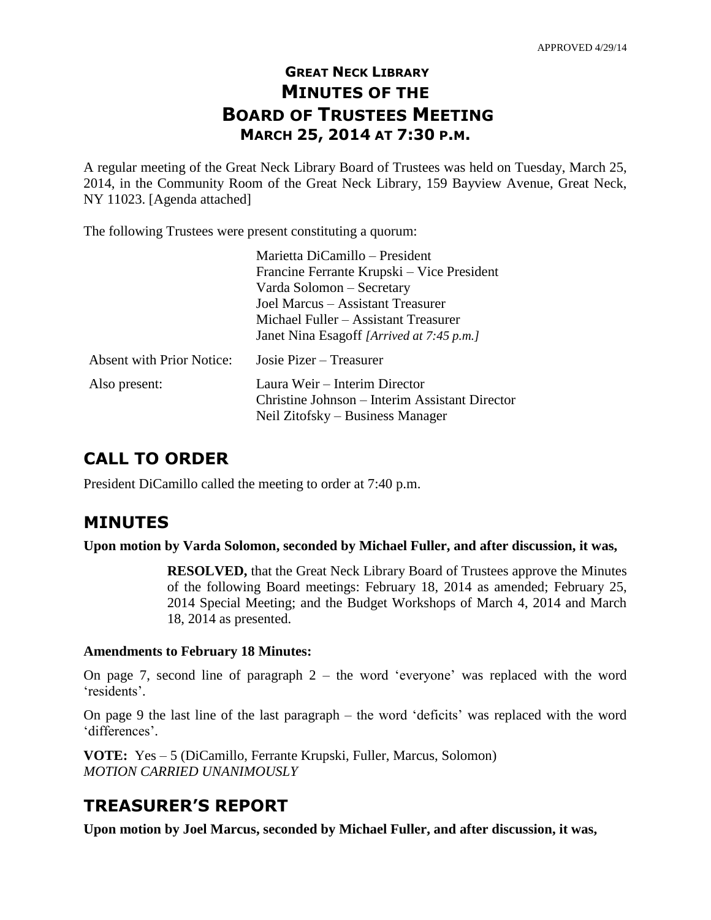APPROVED 4/29/14

# GREAT NECK LIBRARY
# MINUTES OF THE
# BOARD OF TRUSTEES MEETING
## MARCH 25, 2014 AT 7:30 P.M.

A regular meeting of the Great Neck Library Board of Trustees was held on Tuesday, March 25, 2014, in the Community Room of the Great Neck Library, 159 Bayview Avenue, Great Neck, NY 11023. [Agenda attached]

The following Trustees were present constituting a quorum:

| | |
|---|---|
| | Marietta DiCamillo – President<br>Francine Ferrante Krupski – Vice President<br>Varda Solomon – Secretary<br>Joel Marcus – Assistant Treasurer<br>Michael Fuller – Assistant Treasurer<br>Janet Nina Esagoff *[Arrived at 7:45 p.m.]* |
| Absent with Prior Notice: | Josie Pizer – Treasurer |
| Also present: | Laura Weir – Interim Director<br>Christine Johnson – Interim Assistant Director<br>Neil Zitofsky – Business Manager |

## CALL TO ORDER

President DiCamillo called the meeting to order at 7:40 p.m.

## MINUTES

**Upon motion by Varda Solomon, seconded by Michael Fuller, and after discussion, it was,**

> **RESOLVED,** that the Great Neck Library Board of Trustees approve the Minutes of the following Board meetings: February 18, 2014 as amended; February 25, 2014 Special Meeting; and the Budget Workshops of March 4, 2014 and March 18, 2014 as presented.

**Amendments to February 18 Minutes:**

On page 7, second line of paragraph 2 – the word 'everyone' was replaced with the word 'residents'.

On page 9 the last line of the last paragraph – the word 'deficits' was replaced with the word 'differences'.

**VOTE:** Yes – 5 (DiCamillo, Ferrante Krupski, Fuller, Marcus, Solomon)
*MOTION CARRIED UNANIMOUSLY*

## TREASURER'S REPORT

**Upon motion by Joel Marcus, seconded by Michael Fuller, and after discussion, it was,**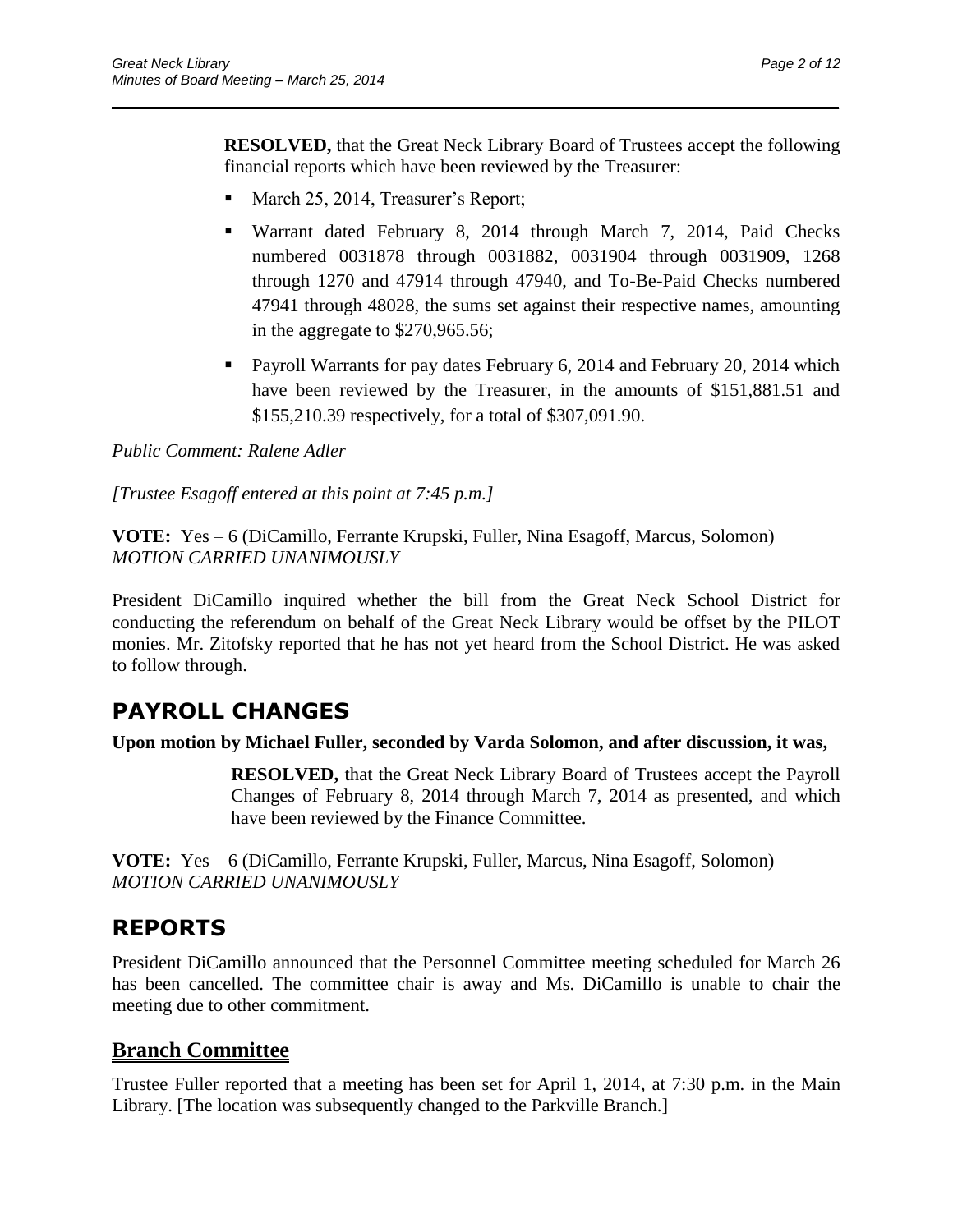**RESOLVED,** that the Great Neck Library Board of Trustees accept the following financial reports which have been reviewed by the Treasurer:

- March 25, 2014, Treasurer's Report;
- Warrant dated February 8, 2014 through March 7, 2014, Paid Checks numbered 0031878 through 0031882, 0031904 through 0031909, 1268 through 1270 and 47914 through 47940, and To-Be-Paid Checks numbered 47941 through 48028, the sums set against their respective names, amounting in the aggregate to $270,965.56;
- Payroll Warrants for pay dates February 6, 2014 and February 20, 2014 which have been reviewed by the Treasurer, in the amounts of $151,881.51 and $155,210.39 respectively, for a total of $307,091.90.

*Public Comment: Ralene Adler*

*[Trustee Esagoff entered at this point at 7:45 p.m.]*

**VOTE:** Yes – 6 (DiCamillo, Ferrante Krupski, Fuller, Nina Esagoff, Marcus, Solomon)
*MOTION CARRIED UNANIMOUSLY*

President DiCamillo inquired whether the bill from the Great Neck School District for conducting the referendum on behalf of the Great Neck Library would be offset by the PILOT monies. Mr. Zitofsky reported that he has not yet heard from the School District. He was asked to follow through.

# PAYROLL CHANGES

**Upon motion by Michael Fuller, seconded by Varda Solomon, and after discussion, it was,**

**RESOLVED,** that the Great Neck Library Board of Trustees accept the Payroll Changes of February 8, 2014 through March 7, 2014 as presented, and which have been reviewed by the Finance Committee.

**VOTE:** Yes – 6 (DiCamillo, Ferrante Krupski, Fuller, Marcus, Nina Esagoff, Solomon)
*MOTION CARRIED UNANIMOUSLY*

# REPORTS

President DiCamillo announced that the Personnel Committee meeting scheduled for March 26 has been cancelled. The committee chair is away and Ms. DiCamillo is unable to chair the meeting due to other commitment.

## Branch Committee

Trustee Fuller reported that a meeting has been set for April 1, 2014, at 7:30 p.m. in the Main Library. [The location was subsequently changed to the Parkville Branch.]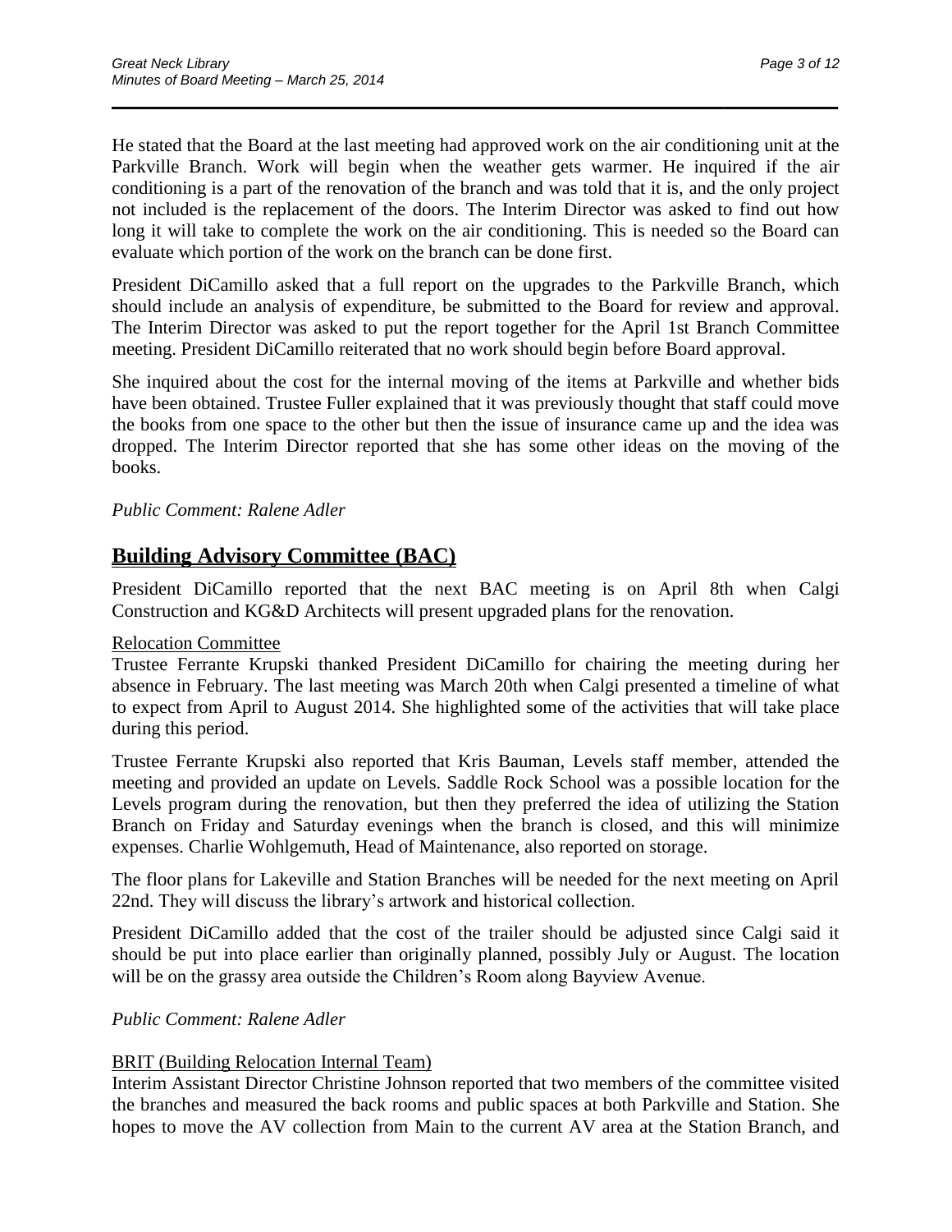He stated that the Board at the last meeting had approved work on the air conditioning unit at the Parkville Branch. Work will begin when the weather gets warmer. He inquired if the air conditioning is a part of the renovation of the branch and was told that it is, and the only project not included is the replacement of the doors. The Interim Director was asked to find out how long it will take to complete the work on the air conditioning. This is needed so the Board can evaluate which portion of the work on the branch can be done first.

President DiCamillo asked that a full report on the upgrades to the Parkville Branch, which should include an analysis of expenditure, be submitted to the Board for review and approval. The Interim Director was asked to put the report together for the April 1st Branch Committee meeting. President DiCamillo reiterated that no work should begin before Board approval.

She inquired about the cost for the internal moving of the items at Parkville and whether bids have been obtained. Trustee Fuller explained that it was previously thought that staff could move the books from one space to the other but then the issue of insurance came up and the idea was dropped. The Interim Director reported that she has some other ideas on the moving of the books.

*Public Comment: Ralene Adler*

## Building Advisory Committee (BAC)

President DiCamillo reported that the next BAC meeting is on April 8th when Calgi Construction and KG&D Architects will present upgraded plans for the renovation.

### Relocation Committee

Trustee Ferrante Krupski thanked President DiCamillo for chairing the meeting during her absence in February. The last meeting was March 20th when Calgi presented a timeline of what to expect from April to August 2014. She highlighted some of the activities that will take place during this period.

Trustee Ferrante Krupski also reported that Kris Bauman, Levels staff member, attended the meeting and provided an update on Levels. Saddle Rock School was a possible location for the Levels program during the renovation, but then they preferred the idea of utilizing the Station Branch on Friday and Saturday evenings when the branch is closed, and this will minimize expenses. Charlie Wohlgemuth, Head of Maintenance, also reported on storage.

The floor plans for Lakeville and Station Branches will be needed for the next meeting on April 22nd. They will discuss the library's artwork and historical collection.

President DiCamillo added that the cost of the trailer should be adjusted since Calgi said it should be put into place earlier than originally planned, possibly July or August. The location will be on the grassy area outside the Children's Room along Bayview Avenue.

*Public Comment: Ralene Adler*

### BRIT (Building Relocation Internal Team)

Interim Assistant Director Christine Johnson reported that two members of the committee visited the branches and measured the back rooms and public spaces at both Parkville and Station. She hopes to move the AV collection from Main to the current AV area at the Station Branch, and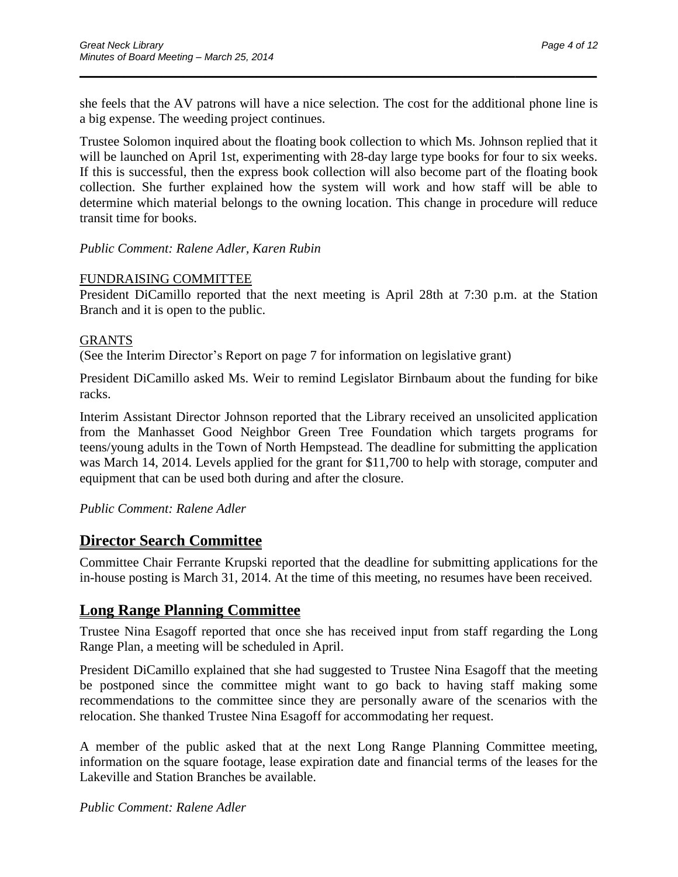she feels that the AV patrons will have a nice selection. The cost for the additional phone line is a big expense. The weeding project continues.

Trustee Solomon inquired about the floating book collection to which Ms. Johnson replied that it will be launched on April 1st, experimenting with 28-day large type books for four to six weeks. If this is successful, then the express book collection will also become part of the floating book collection. She further explained how the system will work and how staff will be able to determine which material belongs to the owning location. This change in procedure will reduce transit time for books.

*Public Comment: Ralene Adler, Karen Rubin*

FUNDRAISING COMMITTEE

President DiCamillo reported that the next meeting is April 28th at 7:30 p.m. at the Station Branch and it is open to the public.

GRANTS

(See the Interim Director's Report on page 7 for information on legislative grant)

President DiCamillo asked Ms. Weir to remind Legislator Birnbaum about the funding for bike racks.

Interim Assistant Director Johnson reported that the Library received an unsolicited application from the Manhasset Good Neighbor Green Tree Foundation which targets programs for teens/young adults in the Town of North Hempstead. The deadline for submitting the application was March 14, 2014. Levels applied for the grant for $11,700 to help with storage, computer and equipment that can be used both during and after the closure.

*Public Comment: Ralene Adler*

## Director Search Committee

Committee Chair Ferrante Krupski reported that the deadline for submitting applications for the in-house posting is March 31, 2014. At the time of this meeting, no resumes have been received.

## Long Range Planning Committee

Trustee Nina Esagoff reported that once she has received input from staff regarding the Long Range Plan, a meeting will be scheduled in April.

President DiCamillo explained that she had suggested to Trustee Nina Esagoff that the meeting be postponed since the committee might want to go back to having staff making some recommendations to the committee since they are personally aware of the scenarios with the relocation. She thanked Trustee Nina Esagoff for accommodating her request.

A member of the public asked that at the next Long Range Planning Committee meeting, information on the square footage, lease expiration date and financial terms of the leases for the Lakeville and Station Branches be available.

*Public Comment: Ralene Adler*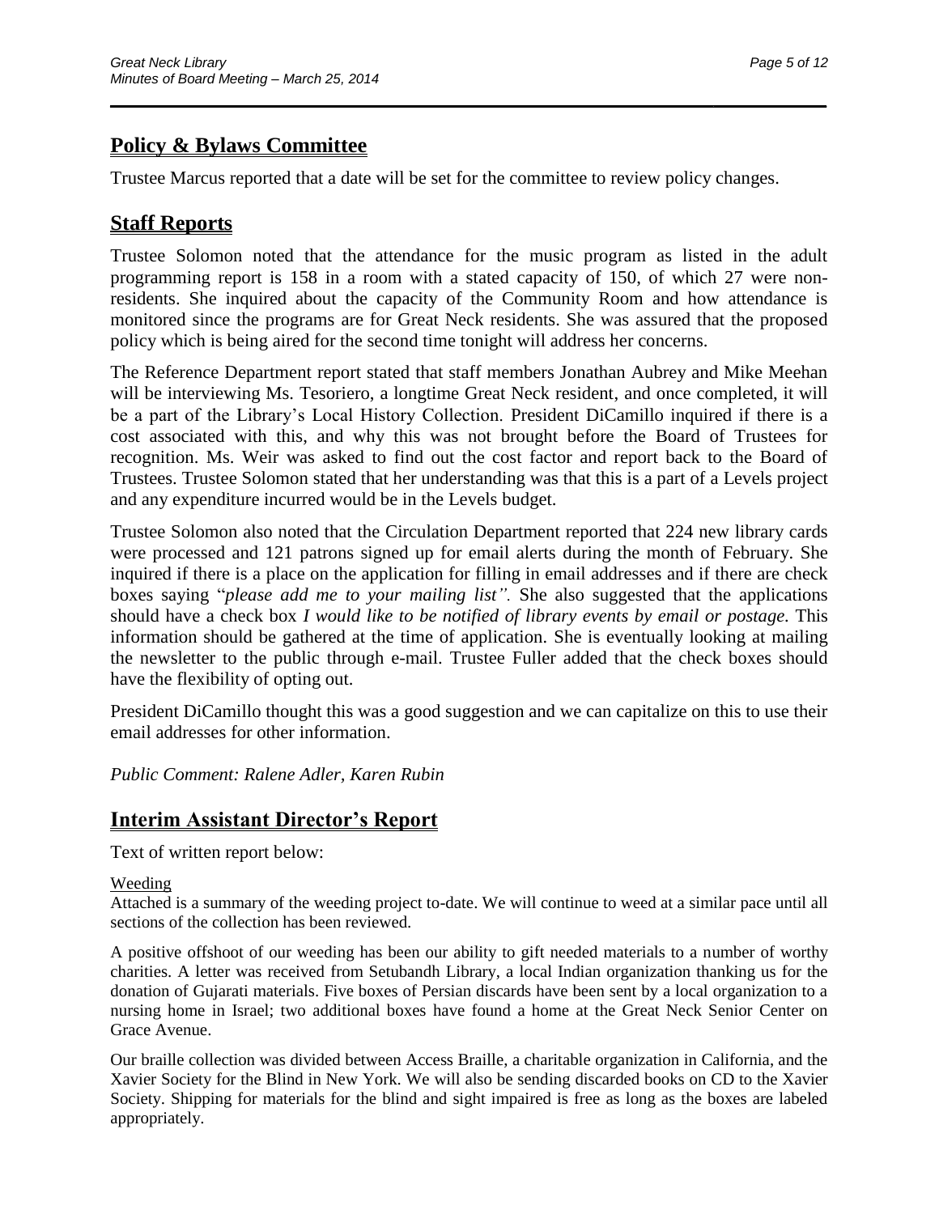## Policy & Bylaws Committee

Trustee Marcus reported that a date will be set for the committee to review policy changes.

## Staff Reports

Trustee Solomon noted that the attendance for the music program as listed in the adult programming report is 158 in a room with a stated capacity of 150, of which 27 were non-residents. She inquired about the capacity of the Community Room and how attendance is monitored since the programs are for Great Neck residents. She was assured that the proposed policy which is being aired for the second time tonight will address her concerns.

The Reference Department report stated that staff members Jonathan Aubrey and Mike Meehan will be interviewing Ms. Tesoriero, a longtime Great Neck resident, and once completed, it will be a part of the Library's Local History Collection. President DiCamillo inquired if there is a cost associated with this, and why this was not brought before the Board of Trustees for recognition. Ms. Weir was asked to find out the cost factor and report back to the Board of Trustees. Trustee Solomon stated that her understanding was that this is a part of a Levels project and any expenditure incurred would be in the Levels budget.

Trustee Solomon also noted that the Circulation Department reported that 224 new library cards were processed and 121 patrons signed up for email alerts during the month of February. She inquired if there is a place on the application for filling in email addresses and if there are check boxes saying "*please add me to your mailing list"*. She also suggested that the applications should have a check box *I would like to be notified of library events by email or postage.* This information should be gathered at the time of application. She is eventually looking at mailing the newsletter to the public through e-mail. Trustee Fuller added that the check boxes should have the flexibility of opting out.

President DiCamillo thought this was a good suggestion and we can capitalize on this to use their email addresses for other information.

*Public Comment: Ralene Adler, Karen Rubin*

## Interim Assistant Director's Report

Text of written report below:

Weeding

Attached is a summary of the weeding project to-date. We will continue to weed at a similar pace until all sections of the collection has been reviewed.

A positive offshoot of our weeding has been our ability to gift needed materials to a number of worthy charities. A letter was received from Setubandh Library, a local Indian organization thanking us for the donation of Gujarati materials. Five boxes of Persian discards have been sent by a local organization to a nursing home in Israel; two additional boxes have found a home at the Great Neck Senior Center on Grace Avenue.

Our braille collection was divided between Access Braille, a charitable organization in California, and the Xavier Society for the Blind in New York. We will also be sending discarded books on CD to the Xavier Society. Shipping for materials for the blind and sight impaired is free as long as the boxes are labeled appropriately.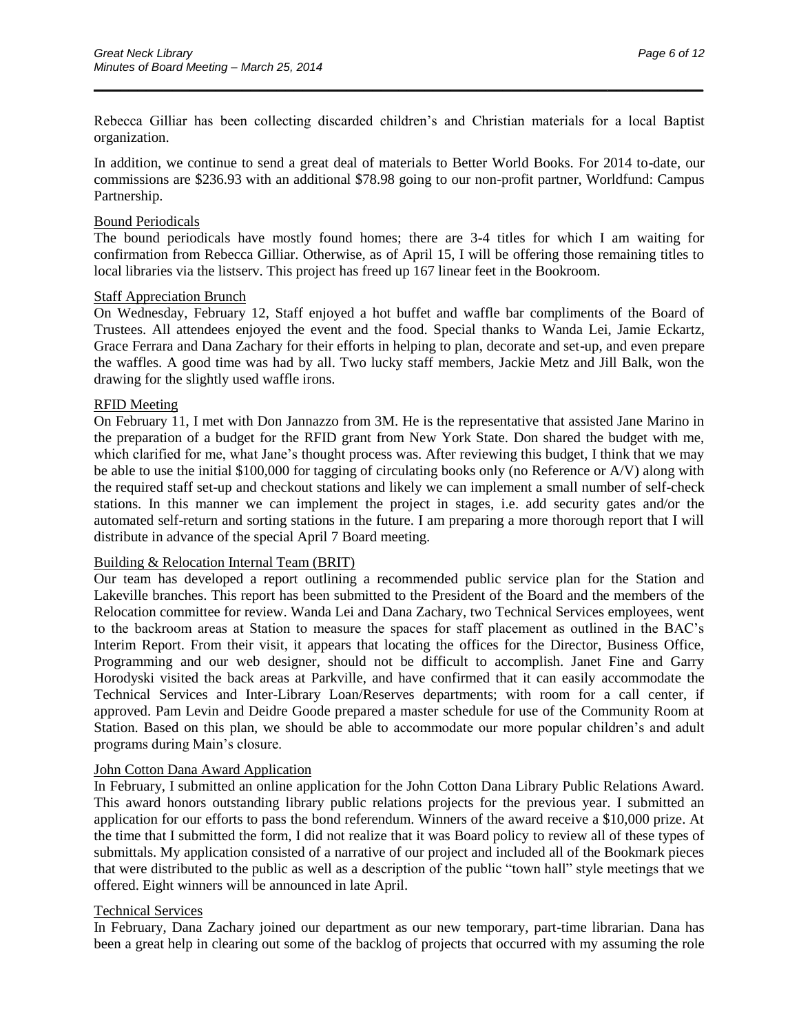Rebecca Gilliar has been collecting discarded children's and Christian materials for a local Baptist organization.

In addition, we continue to send a great deal of materials to Better World Books. For 2014 to-date, our commissions are $236.93 with an additional $78.98 going to our non-profit partner, Worldfund: Campus Partnership.

Bound Periodicals

The bound periodicals have mostly found homes; there are 3-4 titles for which I am waiting for confirmation from Rebecca Gilliar. Otherwise, as of April 15, I will be offering those remaining titles to local libraries via the listserv. This project has freed up 167 linear feet in the Bookroom.

Staff Appreciation Brunch

On Wednesday, February 12, Staff enjoyed a hot buffet and waffle bar compliments of the Board of Trustees. All attendees enjoyed the event and the food. Special thanks to Wanda Lei, Jamie Eckartz, Grace Ferrara and Dana Zachary for their efforts in helping to plan, decorate and set-up, and even prepare the waffles. A good time was had by all. Two lucky staff members, Jackie Metz and Jill Balk, won the drawing for the slightly used waffle irons.

RFID Meeting

On February 11, I met with Don Jannazzo from 3M. He is the representative that assisted Jane Marino in the preparation of a budget for the RFID grant from New York State. Don shared the budget with me, which clarified for me, what Jane's thought process was. After reviewing this budget, I think that we may be able to use the initial $100,000 for tagging of circulating books only (no Reference or A/V) along with the required staff set-up and checkout stations and likely we can implement a small number of self-check stations. In this manner we can implement the project in stages, i.e. add security gates and/or the automated self-return and sorting stations in the future. I am preparing a more thorough report that I will distribute in advance of the special April 7 Board meeting.

Building & Relocation Internal Team (BRIT)

Our team has developed a report outlining a recommended public service plan for the Station and Lakeville branches. This report has been submitted to the President of the Board and the members of the Relocation committee for review. Wanda Lei and Dana Zachary, two Technical Services employees, went to the backroom areas at Station to measure the spaces for staff placement as outlined in the BAC's Interim Report. From their visit, it appears that locating the offices for the Director, Business Office, Programming and our web designer, should not be difficult to accomplish. Janet Fine and Garry Horodyski visited the back areas at Parkville, and have confirmed that it can easily accommodate the Technical Services and Inter-Library Loan/Reserves departments; with room for a call center, if approved. Pam Levin and Deidre Goode prepared a master schedule for use of the Community Room at Station. Based on this plan, we should be able to accommodate our more popular children's and adult programs during Main's closure.

John Cotton Dana Award Application

In February, I submitted an online application for the John Cotton Dana Library Public Relations Award. This award honors outstanding library public relations projects for the previous year. I submitted an application for our efforts to pass the bond referendum. Winners of the award receive a $10,000 prize. At the time that I submitted the form, I did not realize that it was Board policy to review all of these types of submittals. My application consisted of a narrative of our project and included all of the Bookmark pieces that were distributed to the public as well as a description of the public "town hall" style meetings that we offered. Eight winners will be announced in late April.

Technical Services

In February, Dana Zachary joined our department as our new temporary, part-time librarian. Dana has been a great help in clearing out some of the backlog of projects that occurred with my assuming the role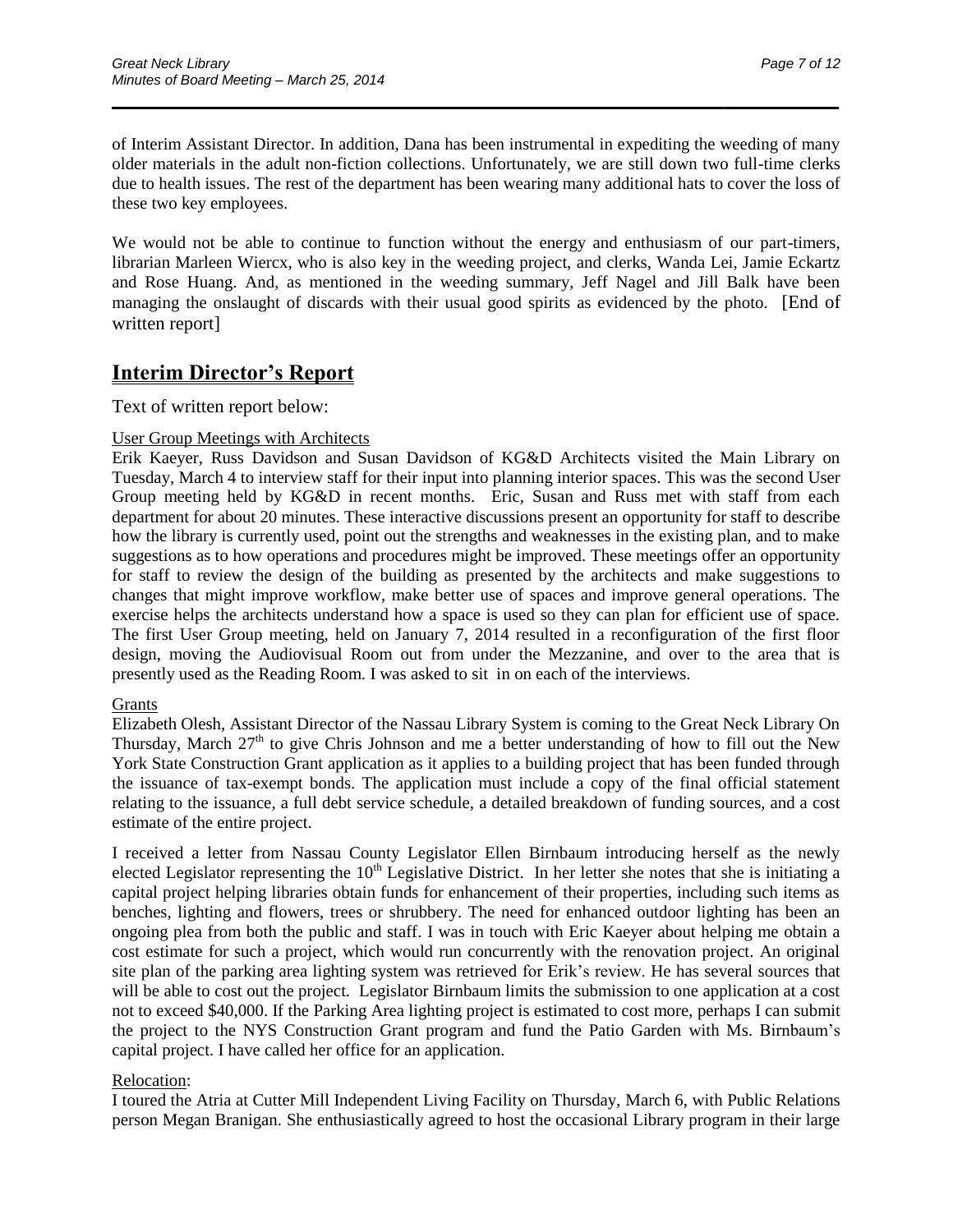of Interim Assistant Director. In addition, Dana has been instrumental in expediting the weeding of many older materials in the adult non-fiction collections. Unfortunately, we are still down two full-time clerks due to health issues. The rest of the department has been wearing many additional hats to cover the loss of these two key employees.

We would not be able to continue to function without the energy and enthusiasm of our part-timers, librarian Marleen Wiercx, who is also key in the weeding project, and clerks, Wanda Lei, Jamie Eckartz and Rose Huang. And, as mentioned in the weeding summary, Jeff Nagel and Jill Balk have been managing the onslaught of discards with their usual good spirits as evidenced by the photo. [End of written report]

## Interim Director's Report

Text of written report below:

User Group Meetings with Architects

Erik Kaeyer, Russ Davidson and Susan Davidson of KG&D Architects visited the Main Library on Tuesday, March 4 to interview staff for their input into planning interior spaces. This was the second User Group meeting held by KG&D in recent months. Eric, Susan and Russ met with staff from each department for about 20 minutes. These interactive discussions present an opportunity for staff to describe how the library is currently used, point out the strengths and weaknesses in the existing plan, and to make suggestions as to how operations and procedures might be improved. These meetings offer an opportunity for staff to review the design of the building as presented by the architects and make suggestions to changes that might improve workflow, make better use of spaces and improve general operations. The exercise helps the architects understand how a space is used so they can plan for efficient use of space. The first User Group meeting, held on January 7, 2014 resulted in a reconfiguration of the first floor design, moving the Audiovisual Room out from under the Mezzanine, and over to the area that is presently used as the Reading Room. I was asked to sit in on each of the interviews.

Grants

Elizabeth Olesh, Assistant Director of the Nassau Library System is coming to the Great Neck Library On Thursday, March 27th to give Chris Johnson and me a better understanding of how to fill out the New York State Construction Grant application as it applies to a building project that has been funded through the issuance of tax-exempt bonds. The application must include a copy of the final official statement relating to the issuance, a full debt service schedule, a detailed breakdown of funding sources, and a cost estimate of the entire project.

I received a letter from Nassau County Legislator Ellen Birnbaum introducing herself as the newly elected Legislator representing the 10th Legislative District. In her letter she notes that she is initiating a capital project helping libraries obtain funds for enhancement of their properties, including such items as benches, lighting and flowers, trees or shrubbery. The need for enhanced outdoor lighting has been an ongoing plea from both the public and staff. I was in touch with Eric Kaeyer about helping me obtain a cost estimate for such a project, which would run concurrently with the renovation project. An original site plan of the parking area lighting system was retrieved for Erik's review. He has several sources that will be able to cost out the project. Legislator Birnbaum limits the submission to one application at a cost not to exceed $40,000. If the Parking Area lighting project is estimated to cost more, perhaps I can submit the project to the NYS Construction Grant program and fund the Patio Garden with Ms. Birnbaum's capital project. I have called her office for an application.

Relocation:

I toured the Atria at Cutter Mill Independent Living Facility on Thursday, March 6, with Public Relations person Megan Branigan. She enthusiastically agreed to host the occasional Library program in their large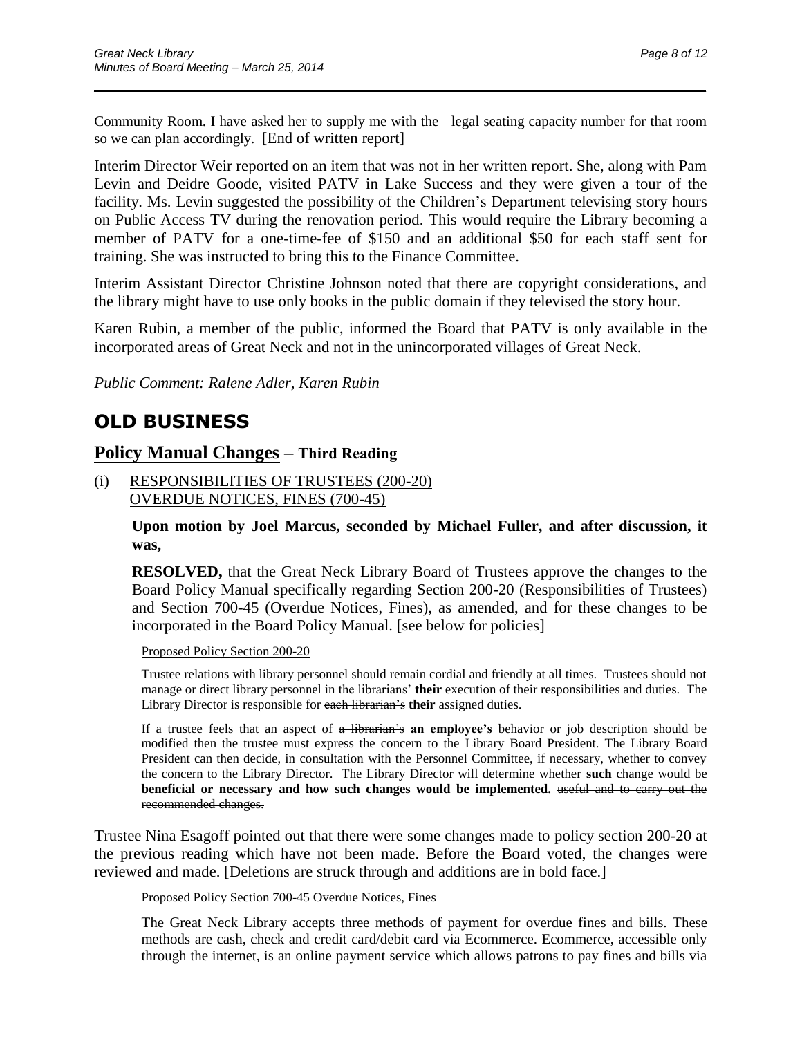Community Room. I have asked her to supply me with the legal seating capacity number for that room so we can plan accordingly. [End of written report]

Interim Director Weir reported on an item that was not in her written report. She, along with Pam Levin and Deidre Goode, visited PATV in Lake Success and they were given a tour of the facility. Ms. Levin suggested the possibility of the Children's Department televising story hours on Public Access TV during the renovation period. This would require the Library becoming a member of PATV for a one-time-fee of $150 and an additional $50 for each staff sent for training. She was instructed to bring this to the Finance Committee.

Interim Assistant Director Christine Johnson noted that there are copyright considerations, and the library might have to use only books in the public domain if they televised the story hour.

Karen Rubin, a member of the public, informed the Board that PATV is only available in the incorporated areas of Great Neck and not in the unincorporated villages of Great Neck.

*Public Comment: Ralene Adler, Karen Rubin*

# OLD BUSINESS

## Policy Manual Changes – Third Reading

(i) RESPONSIBILITIES OF TRUSTEES (200-20)
OVERDUE NOTICES, FINES (700-45)

**Upon motion by Joel Marcus, seconded by Michael Fuller, and after discussion, it was,**

**RESOLVED,** that the Great Neck Library Board of Trustees approve the changes to the Board Policy Manual specifically regarding Section 200-20 (Responsibilities of Trustees) and Section 700-45 (Overdue Notices, Fines), as amended, and for these changes to be incorporated in the Board Policy Manual. [see below for policies]

Proposed Policy Section 200-20

Trustee relations with library personnel should remain cordial and friendly at all times. Trustees should not manage or direct library personnel in ~~the librarians'~~ **their** execution of their responsibilities and duties. The Library Director is responsible for ~~each librarian's~~ **their** assigned duties.

If a trustee feels that an aspect of ~~a librarian's~~ **an employee's** behavior or job description should be modified then the trustee must express the concern to the Library Board President. The Library Board President can then decide, in consultation with the Personnel Committee, if necessary, whether to convey the concern to the Library Director. The Library Director will determine whether **such** change would be **beneficial or necessary and how such changes would be implemented.** ~~useful and to carry out the recommended changes.~~

Trustee Nina Esagoff pointed out that there were some changes made to policy section 200-20 at the previous reading which have not been made. Before the Board voted, the changes were reviewed and made. [Deletions are struck through and additions are in bold face.]

Proposed Policy Section 700-45 Overdue Notices, Fines

The Great Neck Library accepts three methods of payment for overdue fines and bills. These methods are cash, check and credit card/debit card via Ecommerce. Ecommerce, accessible only through the internet, is an online payment service which allows patrons to pay fines and bills via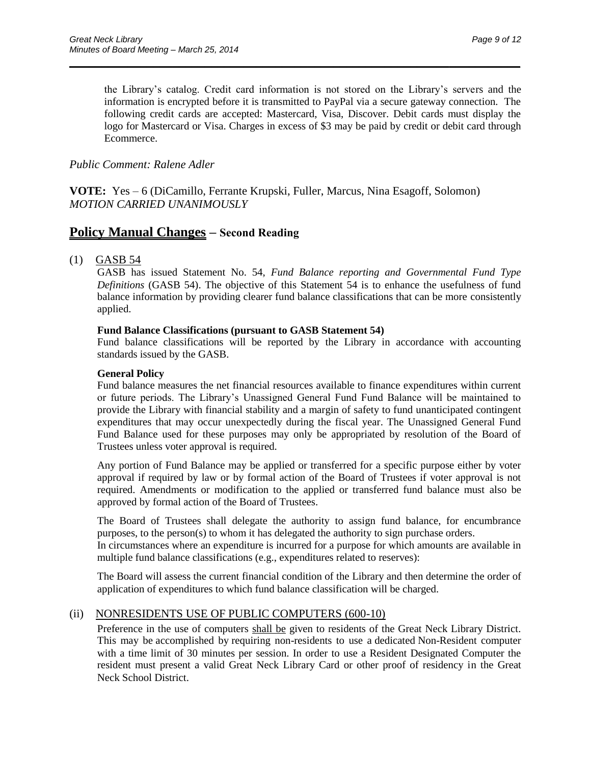the Library's catalog. Credit card information is not stored on the Library's servers and the information is encrypted before it is transmitted to PayPal via a secure gateway connection. The following credit cards are accepted: Mastercard, Visa, Discover. Debit cards must display the logo for Mastercard or Visa. Charges in excess of $3 may be paid by credit or debit card through Ecommerce.

*Public Comment: Ralene Adler*

**VOTE:** Yes – 6 (DiCamillo, Ferrante Krupski, Fuller, Marcus, Nina Esagoff, Solomon)
*MOTION CARRIED UNANIMOUSLY*

## Policy Manual Changes – Second Reading

(1) GASB 54

GASB has issued Statement No. 54, *Fund Balance reporting and Governmental Fund Type Definitions* (GASB 54). The objective of this Statement 54 is to enhance the usefulness of fund balance information by providing clearer fund balance classifications that can be more consistently applied.

**Fund Balance Classifications (pursuant to GASB Statement 54)**
Fund balance classifications will be reported by the Library in accordance with accounting standards issued by the GASB.

**General Policy**
Fund balance measures the net financial resources available to finance expenditures within current or future periods. The Library's Unassigned General Fund Fund Balance will be maintained to provide the Library with financial stability and a margin of safety to fund unanticipated contingent expenditures that may occur unexpectedly during the fiscal year. The Unassigned General Fund Fund Balance used for these purposes may only be appropriated by resolution of the Board of Trustees unless voter approval is required.

Any portion of Fund Balance may be applied or transferred for a specific purpose either by voter approval if required by law or by formal action of the Board of Trustees if voter approval is not required. Amendments or modification to the applied or transferred fund balance must also be approved by formal action of the Board of Trustees.

The Board of Trustees shall delegate the authority to assign fund balance, for encumbrance purposes, to the person(s) to whom it has delegated the authority to sign purchase orders.
In circumstances where an expenditure is incurred for a purpose for which amounts are available in multiple fund balance classifications (e.g., expenditures related to reserves):

The Board will assess the current financial condition of the Library and then determine the order of application of expenditures to which fund balance classification will be charged.

(ii) NONRESIDENTS USE OF PUBLIC COMPUTERS (600-10)

Preference in the use of computers shall be given to residents of the Great Neck Library District. This may be accomplished by requiring non-residents to use a dedicated Non-Resident computer with a time limit of 30 minutes per session. In order to use a Resident Designated Computer the resident must present a valid Great Neck Library Card or other proof of residency in the Great Neck School District.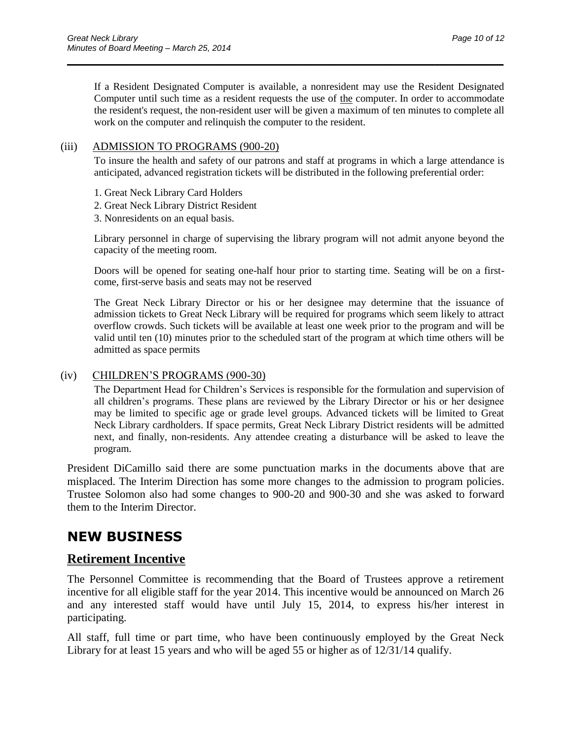If a Resident Designated Computer is available, a nonresident may use the Resident Designated Computer until such time as a resident requests the use of <u>the</u> computer. In order to accommodate the resident's request, the non-resident user will be given a maximum of ten minutes to complete all work on the computer and relinquish the computer to the resident.

(iii) <u>ADMISSION TO PROGRAMS (900-20)</u>

To insure the health and safety of our patrons and staff at programs in which a large attendance is anticipated, advanced registration tickets will be distributed in the following preferential order:

1. Great Neck Library Card Holders
2. Great Neck Library District Resident
3. Nonresidents on an equal basis.

Library personnel in charge of supervising the library program will not admit anyone beyond the capacity of the meeting room.

Doors will be opened for seating one-half hour prior to starting time. Seating will be on a first-come, first-serve basis and seats may not be reserved

The Great Neck Library Director or his or her designee may determine that the issuance of admission tickets to Great Neck Library will be required for programs which seem likely to attract overflow crowds. Such tickets will be available at least one week prior to the program and will be valid until ten (10) minutes prior to the scheduled start of the program at which time others will be admitted as space permits

(iv) <u>CHILDREN'S PROGRAMS (900-30)</u>

The Department Head for Children's Services is responsible for the formulation and supervision of all children's programs. These plans are reviewed by the Library Director or his or her designee may be limited to specific age or grade level groups. Advanced tickets will be limited to Great Neck Library cardholders. If space permits, Great Neck Library District residents will be admitted next, and finally, non-residents. Any attendee creating a disturbance will be asked to leave the program.

President DiCamillo said there are some punctuation marks in the documents above that are misplaced. The Interim Direction has some more changes to the admission to program policies. Trustee Solomon also had some changes to 900-20 and 900-30 and she was asked to forward them to the Interim Director.

# NEW BUSINESS

## Retirement Incentive

The Personnel Committee is recommending that the Board of Trustees approve a retirement incentive for all eligible staff for the year 2014. This incentive would be announced on March 26 and any interested staff would have until July 15, 2014, to express his/her interest in participating.

All staff, full time or part time, who have been continuously employed by the Great Neck Library for at least 15 years and who will be aged 55 or higher as of 12/31/14 qualify.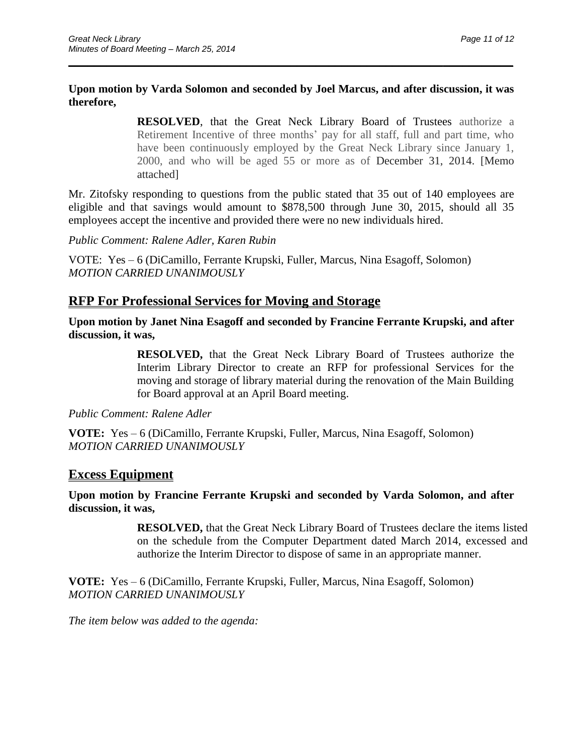**Upon motion by Varda Solomon and seconded by Joel Marcus, and after discussion, it was therefore,**

> **RESOLVED**, that the Great Neck Library Board of Trustees authorize a Retirement Incentive of three months' pay for all staff, full and part time, who have been continuously employed by the Great Neck Library since January 1, 2000, and who will be aged 55 or more as of December 31, 2014. [Memo attached]

Mr. Zitofsky responding to questions from the public stated that 35 out of 140 employees are eligible and that savings would amount to $878,500 through June 30, 2015, should all 35 employees accept the incentive and provided there were no new individuals hired.

*Public Comment: Ralene Adler, Karen Rubin*

VOTE: Yes – 6 (DiCamillo, Ferrante Krupski, Fuller, Marcus, Nina Esagoff, Solomon)
*MOTION CARRIED UNANIMOUSLY*

## RFP For Professional Services for Moving and Storage

**Upon motion by Janet Nina Esagoff and seconded by Francine Ferrante Krupski, and after discussion, it was,**

> **RESOLVED,** that the Great Neck Library Board of Trustees authorize the Interim Library Director to create an RFP for professional Services for the moving and storage of library material during the renovation of the Main Building for Board approval at an April Board meeting.

*Public Comment: Ralene Adler*

**VOTE:** Yes – 6 (DiCamillo, Ferrante Krupski, Fuller, Marcus, Nina Esagoff, Solomon)
*MOTION CARRIED UNANIMOUSLY*

## Excess Equipment

**Upon motion by Francine Ferrante Krupski and seconded by Varda Solomon, and after discussion, it was,**

> **RESOLVED,** that the Great Neck Library Board of Trustees declare the items listed on the schedule from the Computer Department dated March 2014, excessed and authorize the Interim Director to dispose of same in an appropriate manner.

**VOTE:** Yes – 6 (DiCamillo, Ferrante Krupski, Fuller, Marcus, Nina Esagoff, Solomon)
*MOTION CARRIED UNANIMOUSLY*

*The item below was added to the agenda:*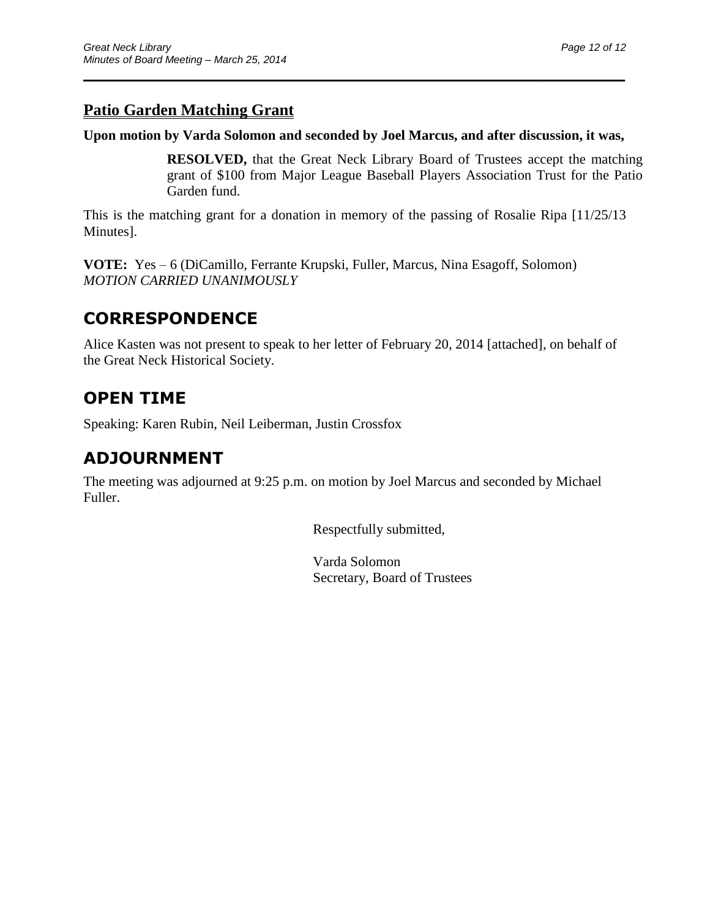## Patio Garden Matching Grant

**Upon motion by Varda Solomon and seconded by Joel Marcus, and after discussion, it was,**

> **RESOLVED,** that the Great Neck Library Board of Trustees accept the matching grant of $100 from Major League Baseball Players Association Trust for the Patio Garden fund.

This is the matching grant for a donation in memory of the passing of Rosalie Ripa [11/25/13 Minutes].

**VOTE:** Yes – 6 (DiCamillo, Ferrante Krupski, Fuller, Marcus, Nina Esagoff, Solomon)
*MOTION CARRIED UNANIMOUSLY*

# CORRESPONDENCE

Alice Kasten was not present to speak to her letter of February 20, 2014 [attached], on behalf of the Great Neck Historical Society.

# OPEN TIME

Speaking: Karen Rubin, Neil Leiberman, Justin Crossfox

# ADJOURNMENT

The meeting was adjourned at 9:25 p.m. on motion by Joel Marcus and seconded by Michael Fuller.

Respectfully submitted,

Varda Solomon
Secretary, Board of Trustees